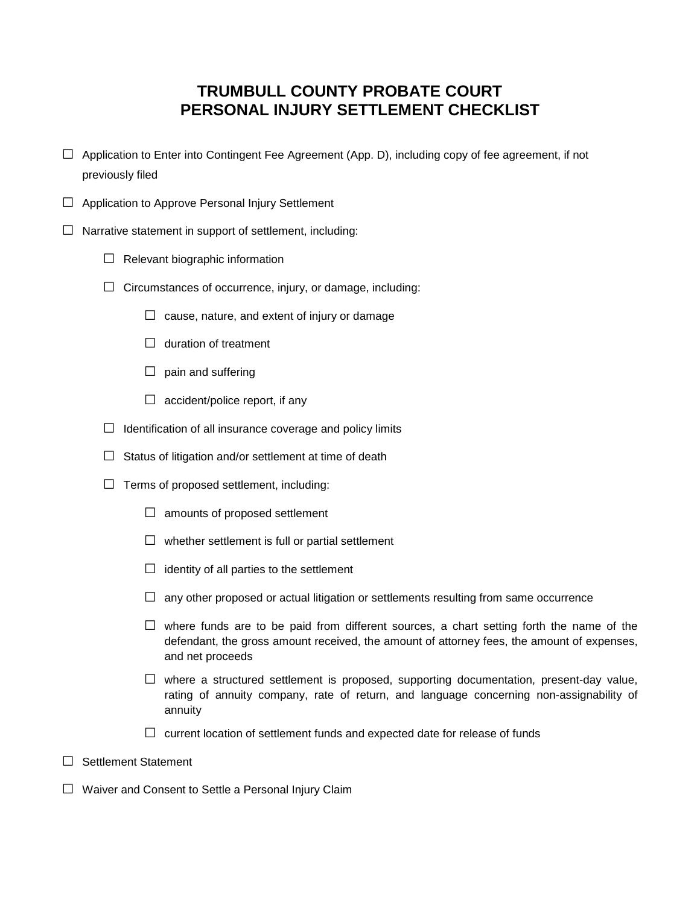# TRUMBULL COUNTY PROBATE COURT
# PERSONAL INJURY SETTLEMENT CHECKLIST

- ☐ Application to Enter into Contingent Fee Agreement (App. D), including copy of fee agreement, if not previously filed
- ☐ Application to Approve Personal Injury Settlement
- ☐ Narrative statement in support of settlement, including:
  - ☐ Relevant biographic information
  - ☐ Circumstances of occurrence, injury, or damage, including:
    - ☐ cause, nature, and extent of injury or damage
    - ☐ duration of treatment
    - ☐ pain and suffering
    - ☐ accident/police report, if any
  - ☐ Identification of all insurance coverage and policy limits
  - ☐ Status of litigation and/or settlement at time of death
  - ☐ Terms of proposed settlement, including:
    - ☐ amounts of proposed settlement
    - ☐ whether settlement is full or partial settlement
    - ☐ identity of all parties to the settlement
    - ☐ any other proposed or actual litigation or settlements resulting from same occurrence
    - ☐ where funds are to be paid from different sources, a chart setting forth the name of the defendant, the gross amount received, the amount of attorney fees, the amount of expenses, and net proceeds
    - ☐ where a structured settlement is proposed, supporting documentation, present-day value, rating of annuity company, rate of return, and language concerning non-assignability of annuity
    - ☐ current location of settlement funds and expected date for release of funds
- ☐ Settlement Statement
- ☐ Waiver and Consent to Settle a Personal Injury Claim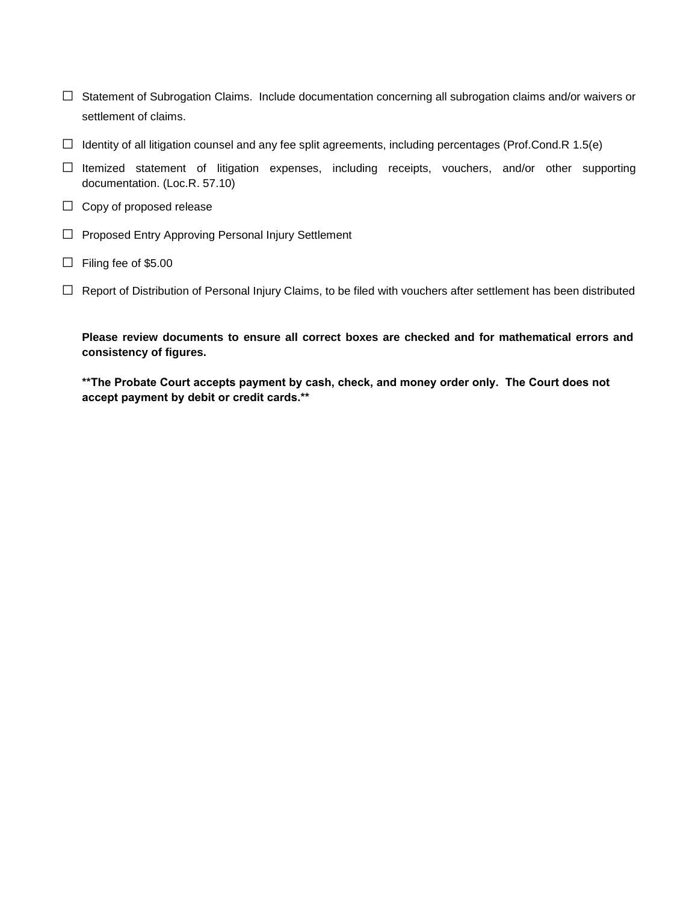- ☐ Statement of Subrogation Claims. Include documentation concerning all subrogation claims and/or waivers or settlement of claims.
- ☐ Identity of all litigation counsel and any fee split agreements, including percentages (Prof.Cond.R 1.5(e)
- ☐ Itemized statement of litigation expenses, including receipts, vouchers, and/or other supporting documentation. (Loc.R. 57.10)
- ☐ Copy of proposed release
- ☐ Proposed Entry Approving Personal Injury Settlement
- ☐ Filing fee of $5.00
- ☐ Report of Distribution of Personal Injury Claims, to be filed with vouchers after settlement has been distributed

**Please review documents to ensure all correct boxes are checked and for mathematical errors and consistency of figures.**

****The Probate Court accepts payment by cash, check, and money order only. The Court does not accept payment by debit or credit cards.****